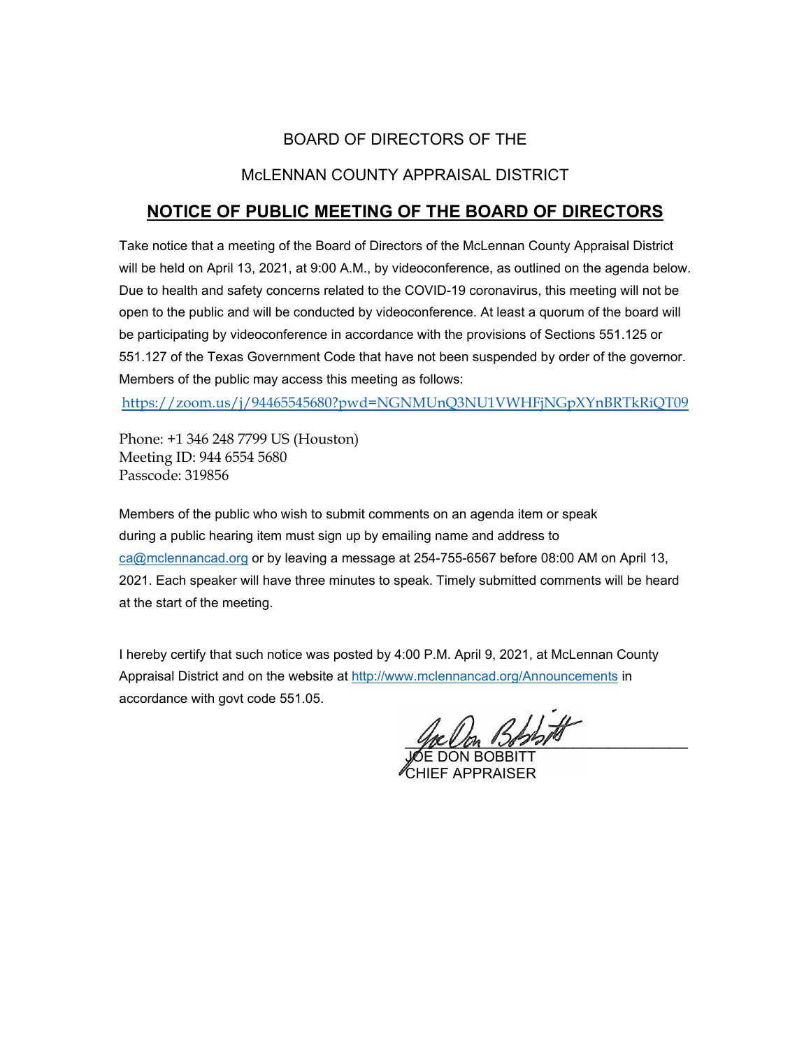BOARD OF DIRECTORS OF THE

McLENNAN COUNTY APPRAISAL DISTRICT

## NOTICE OF PUBLIC MEETING OF THE BOARD OF DIRECTORS

Take notice that a meeting of the Board of Directors of the McLennan County Appraisal District will be held on April 13, 2021, at 9:00 A.M., by videoconference, as outlined on the agenda below. Due to health and safety concerns related to the COVID-19 coronavirus, this meeting will not be open to the public and will be conducted by videoconference. At least a quorum of the board will be participating by videoconference in accordance with the provisions of Sections 551.125 or 551.127 of the Texas Government Code that have not been suspended by order of the governor. Members of the public may access this meeting as follows:

https://zoom.us/j/94465545680?pwd=NGNMUnQ3NU1VWHFjNGpXYnBRTkRiQT09

Phone: +1 346 248 7799 US (Houston)
Meeting ID: 944 6554 5680
Passcode: 319856

Members of the public who wish to submit comments on an agenda item or speak during a public hearing item must sign up by emailing name and address to ca@mclennancad.org or by leaving a message at 254-755-6567 before 08:00 AM on April 13, 2021. Each speaker will have three minutes to speak. Timely submitted comments will be heard at the start of the meeting.

I hereby certify that such notice was posted by 4:00 P.M. April 9, 2021, at McLennan County Appraisal District and on the website at http://www.mclennancad.org/Announcements in accordance with govt code 551.05.

JOE DON BOBBITT
CHIEF APPRAISER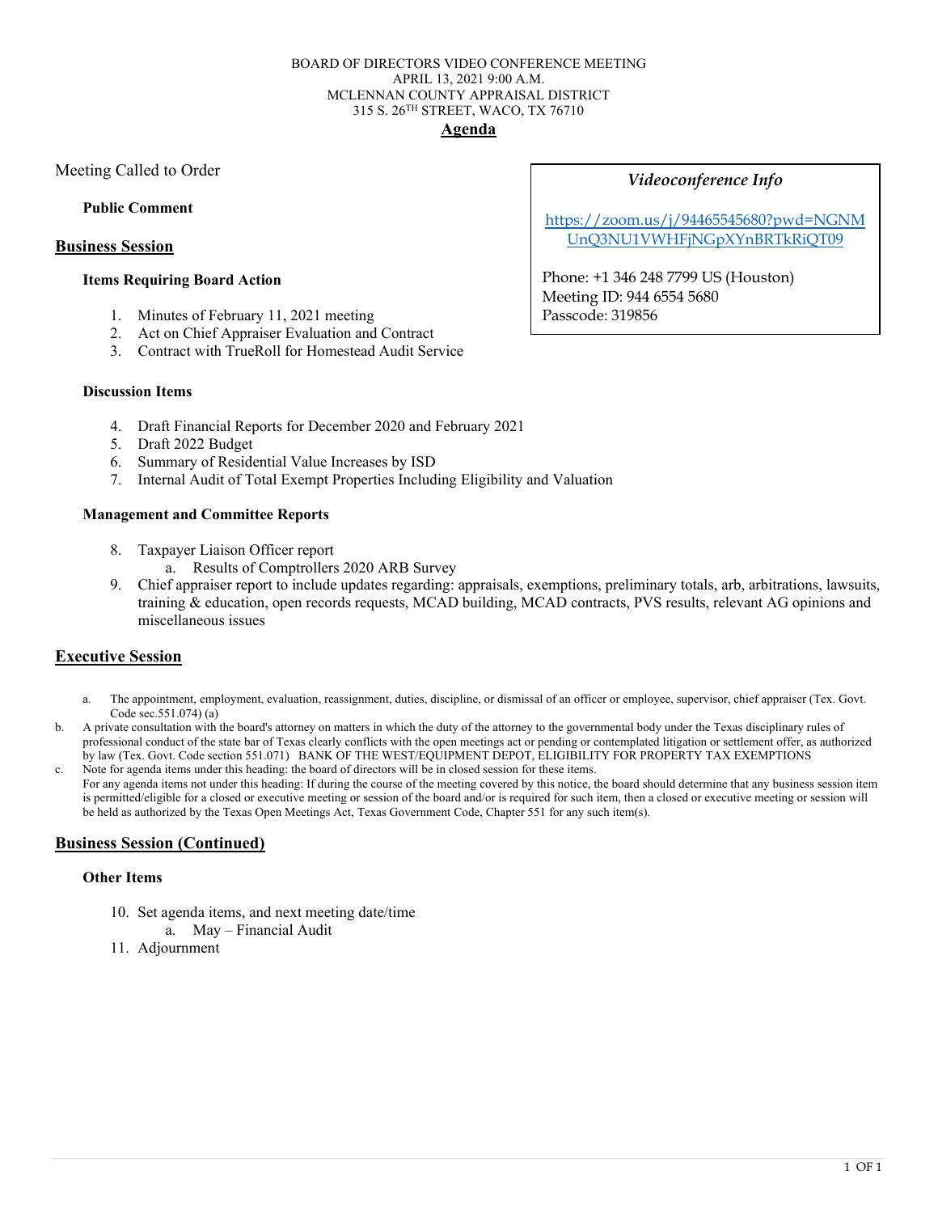BOARD OF DIRECTORS VIDEO CONFERENCE MEETING
APRIL 13, 2021 9:00 A.M.
MCLENNAN COUNTY APPRAISAL DISTRICT
315 S. 26TH STREET, WACO, TX 76710

# Agenda

Meeting Called to Order

> ***Videoconference Info***
>
> https://zoom.us/j/94465545680?pwd=NGNMUnQ3NU1VWHFjNGpXYnBRTkRiQT09
>
> Phone: +1 346 248 7799 US (Houston)
> Meeting ID: 944 6554 5680
> Passcode: 319856

**Public Comment**

## Business Session

**Items Requiring Board Action**

1. Minutes of February 11, 2021 meeting
2. Act on Chief Appraiser Evaluation and Contract
3. Contract with TrueRoll for Homestead Audit Service

**Discussion Items**

4. Draft Financial Reports for December 2020 and February 2021
5. Draft 2022 Budget
6. Summary of Residential Value Increases by ISD
7. Internal Audit of Total Exempt Properties Including Eligibility and Valuation

**Management and Committee Reports**

8. Taxpayer Liaison Officer report
   a. Results of Comptrollers 2020 ARB Survey
9. Chief appraiser report to include updates regarding: appraisals, exemptions, preliminary totals, arb, arbitrations, lawsuits, training & education, open records requests, MCAD building, MCAD contracts, PVS results, relevant AG opinions and miscellaneous issues

## Executive Session

a. The appointment, employment, evaluation, reassignment, duties, discipline, or dismissal of an officer or employee, supervisor, chief appraiser (Tex. Govt. Code sec.551.074) (a)

b. A private consultation with the board's attorney on matters in which the duty of the attorney to the governmental body under the Texas disciplinary rules of professional conduct of the state bar of Texas clearly conflicts with the open meetings act or pending or contemplated litigation or settlement offer, as authorized by law (Tex. Govt. Code section 551.071) BANK OF THE WEST/EQUIPMENT DEPOT, ELIGIBILITY FOR PROPERTY TAX EXEMPTIONS

c. Note for agenda items under this heading: the board of directors will be in closed session for these items.
For any agenda items not under this heading: If during the course of the meeting covered by this notice, the board should determine that any business session item is permitted/eligible for a closed or executive meeting or session of the board and/or is required for such item, then a closed or executive meeting or session will be held as authorized by the Texas Open Meetings Act, Texas Government Code, Chapter 551 for any such item(s).

## Business Session (Continued)

**Other Items**

10. Set agenda items, and next meeting date/time
    a. May – Financial Audit
11. Adjournment